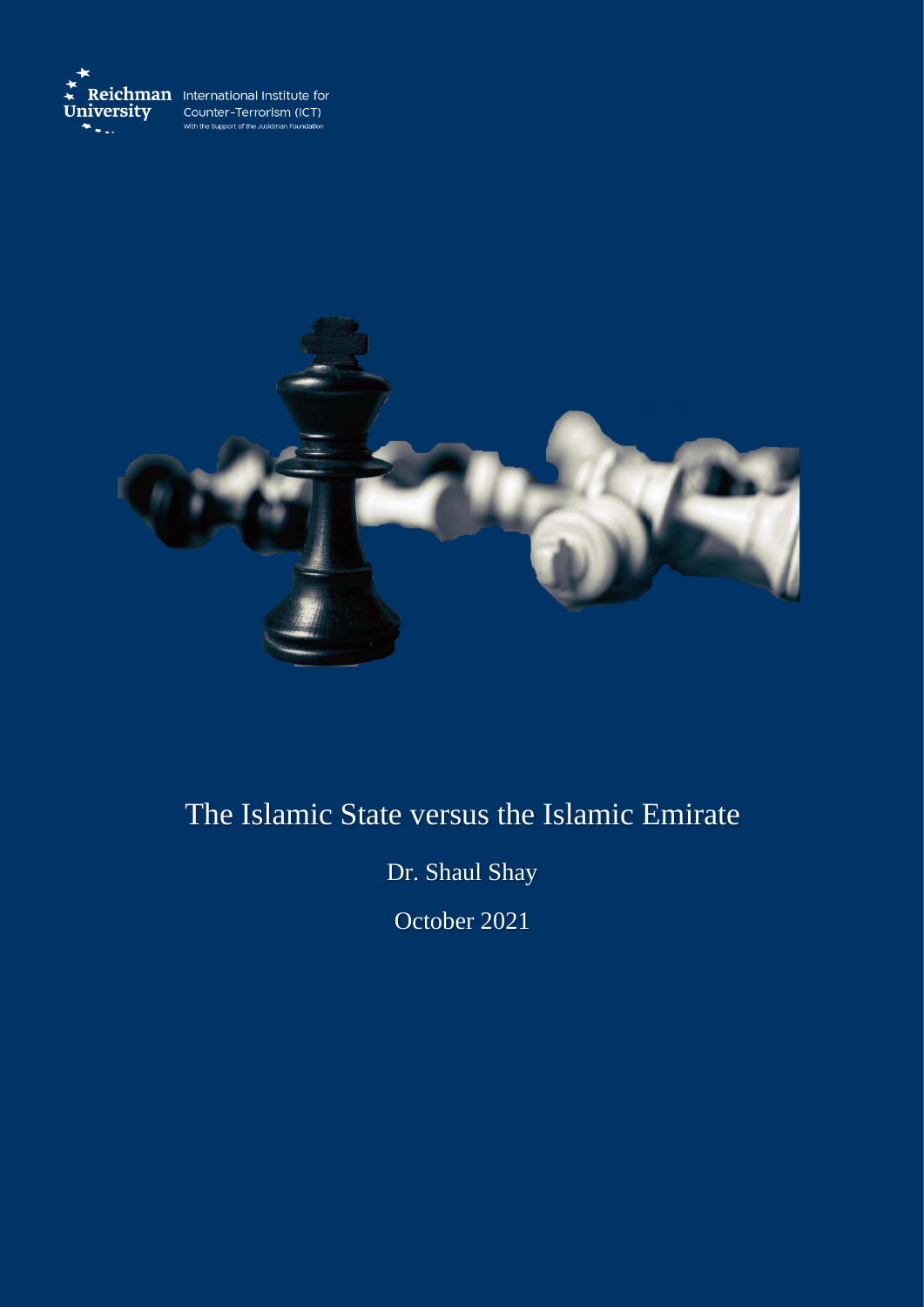Reichman University

International Institute for Counter-Terrorism (ICT)

With the Support of the Jusidman Foundation

# The Islamic State versus the Islamic Emirate

Dr. Shaul Shay

October 2021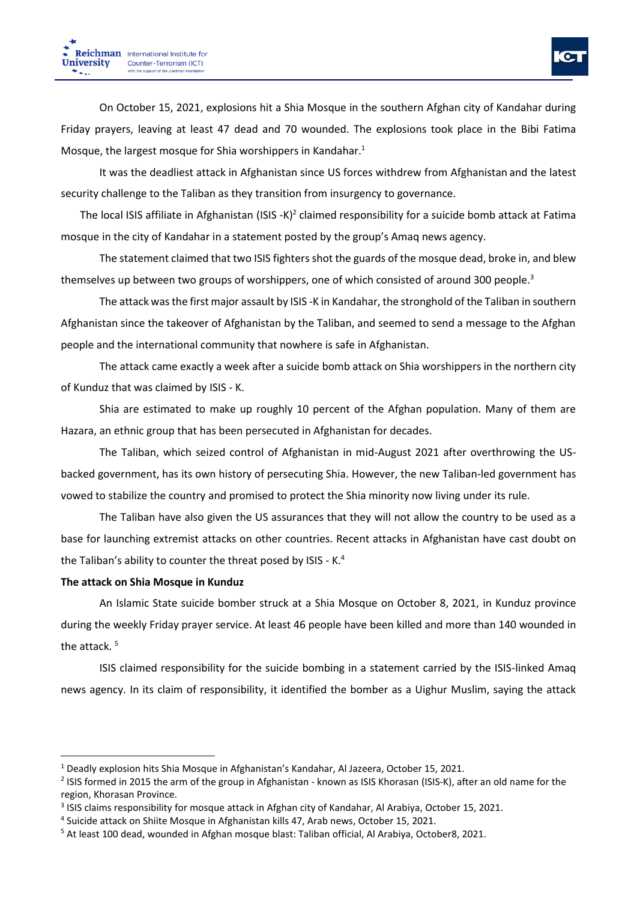On October 15, 2021, explosions hit a Shia Mosque in the southern Afghan city of Kandahar during Friday prayers, leaving at least 47 dead and 70 wounded. The explosions took place in the Bibi Fatima Mosque, the largest mosque for Shia worshippers in Kandahar.[1]

It was the deadliest attack in Afghanistan since US forces withdrew from Afghanistan and the latest security challenge to the Taliban as they transition from insurgency to governance.

The local ISIS affiliate in Afghanistan (ISIS -K)[2] claimed responsibility for a suicide bomb attack at Fatima mosque in the city of Kandahar in a statement posted by the group's Amaq news agency.

The statement claimed that two ISIS fighters shot the guards of the mosque dead, broke in, and blew themselves up between two groups of worshippers, one of which consisted of around 300 people.[3]

The attack was the first major assault by ISIS -K in Kandahar, the stronghold of the Taliban in southern Afghanistan since the takeover of Afghanistan by the Taliban, and seemed to send a message to the Afghan people and the international community that nowhere is safe in Afghanistan.

The attack came exactly a week after a suicide bomb attack on Shia worshippers in the northern city of Kunduz that was claimed by ISIS - K.

Shia are estimated to make up roughly 10 percent of the Afghan population. Many of them are Hazara, an ethnic group that has been persecuted in Afghanistan for decades.

The Taliban, which seized control of Afghanistan in mid-August 2021 after overthrowing the US-backed government, has its own history of persecuting Shia. However, the new Taliban-led government has vowed to stabilize the country and promised to protect the Shia minority now living under its rule.

The Taliban have also given the US assurances that they will not allow the country to be used as a base for launching extremist attacks on other countries. Recent attacks in Afghanistan have cast doubt on the Taliban's ability to counter the threat posed by ISIS - K.[4]

**The attack on Shia Mosque in Kunduz**

An Islamic State suicide bomber struck at a Shia Mosque on October 8, 2021, in Kunduz province during the weekly Friday prayer service. At least 46 people have been killed and more than 140 wounded in the attack.[5]

ISIS claimed responsibility for the suicide bombing in a statement carried by the ISIS-linked Amaq news agency. In its claim of responsibility, it identified the bomber as a Uighur Muslim, saying the attack

---

[1] Deadly explosion hits Shia Mosque in Afghanistan's Kandahar, Al Jazeera, October 15, 2021.

[2] ISIS formed in 2015 the arm of the group in Afghanistan - known as ISIS Khorasan (ISIS-K), after an old name for the region, Khorasan Province.

[3] ISIS claims responsibility for mosque attack in Afghan city of Kandahar, Al Arabiya, October 15, 2021.

[4] Suicide attack on Shiite Mosque in Afghanistan kills 47, Arab news, October 15, 2021.

[5] At least 100 dead, wounded in Afghan mosque blast: Taliban official, Al Arabiya, October8, 2021.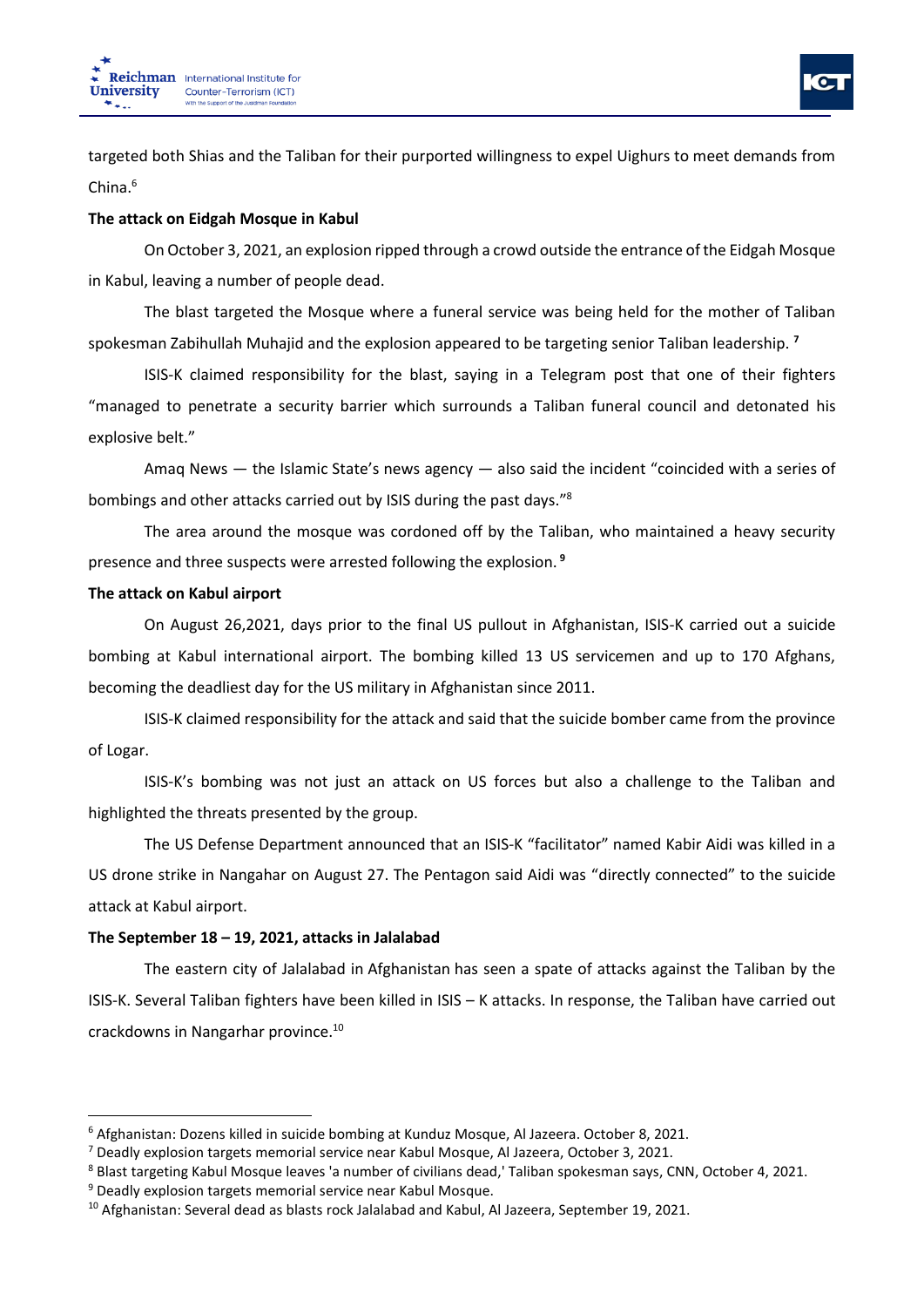targeted both Shias and the Taliban for their purported willingness to expel Uighurs to meet demands from China.[6]

**The attack on Eidgah Mosque in Kabul**

On October 3, 2021, an explosion ripped through a crowd outside the entrance of the Eidgah Mosque in Kabul, leaving a number of people dead.

The blast targeted the Mosque where a funeral service was being held for the mother of Taliban spokesman Zabihullah Muhajid and the explosion appeared to be targeting senior Taliban leadership. [7]

ISIS-K claimed responsibility for the blast, saying in a Telegram post that one of their fighters "managed to penetrate a security barrier which surrounds a Taliban funeral council and detonated his explosive belt."

Amaq News — the Islamic State's news agency — also said the incident "coincided with a series of bombings and other attacks carried out by ISIS during the past days."[8]

The area around the mosque was cordoned off by the Taliban, who maintained a heavy security presence and three suspects were arrested following the explosion. [9]

**The attack on Kabul airport**

On August 26,2021, days prior to the final US pullout in Afghanistan, ISIS-K carried out a suicide bombing at Kabul international airport. The bombing killed 13 US servicemen and up to 170 Afghans, becoming the deadliest day for the US military in Afghanistan since 2011.

ISIS-K claimed responsibility for the attack and said that the suicide bomber came from the province of Logar.

ISIS-K's bombing was not just an attack on US forces but also a challenge to the Taliban and highlighted the threats presented by the group.

The US Defense Department announced that an ISIS-K "facilitator" named Kabir Aidi was killed in a US drone strike in Nangahar on August 27. The Pentagon said Aidi was "directly connected" to the suicide attack at Kabul airport.

**The September 18 – 19, 2021, attacks in Jalalabad**

The eastern city of Jalalabad in Afghanistan has seen a spate of attacks against the Taliban by the ISIS-K. Several Taliban fighters have been killed in ISIS – K attacks. In response, the Taliban have carried out crackdowns in Nangarhar province.[10]

---

[6] Afghanistan: Dozens killed in suicide bombing at Kunduz Mosque, Al Jazeera. October 8, 2021.

[7] Deadly explosion targets memorial service near Kabul Mosque, Al Jazeera, October 3, 2021.

[8] Blast targeting Kabul Mosque leaves 'a number of civilians dead,' Taliban spokesman says, CNN, October 4, 2021.

[9] Deadly explosion targets memorial service near Kabul Mosque.

[10] Afghanistan: Several dead as blasts rock Jalalabad and Kabul, Al Jazeera, September 19, 2021.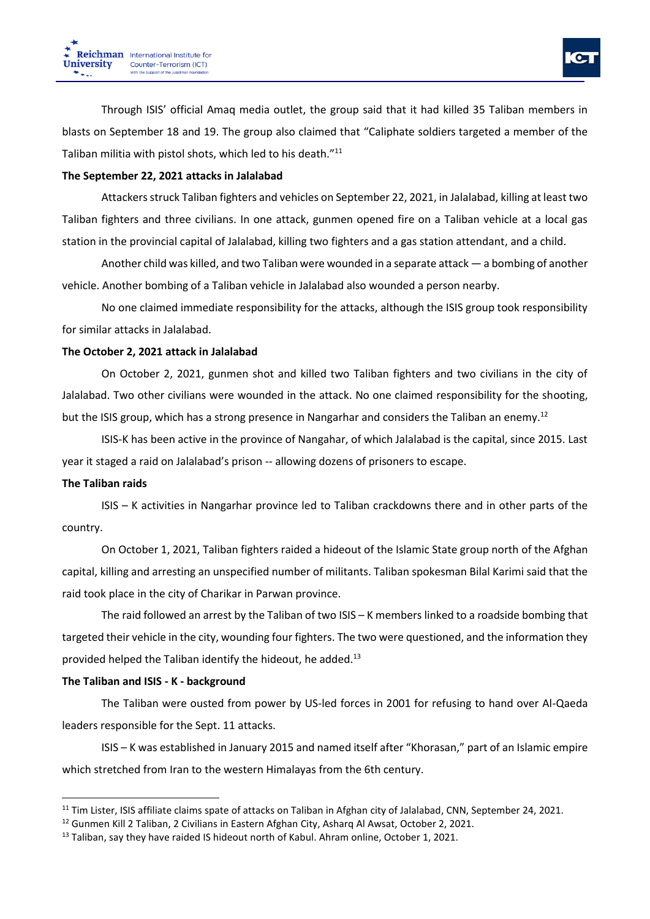Through ISIS' official Amaq media outlet, the group said that it had killed 35 Taliban members in blasts on September 18 and 19. The group also claimed that "Caliphate soldiers targeted a member of the Taliban militia with pistol shots, which led to his death."[11]

**The September 22, 2021 attacks in Jalalabad**

Attackers struck Taliban fighters and vehicles on September 22, 2021, in Jalalabad, killing at least two Taliban fighters and three civilians. In one attack, gunmen opened fire on a Taliban vehicle at a local gas station in the provincial capital of Jalalabad, killing two fighters and a gas station attendant, and a child.

Another child was killed, and two Taliban were wounded in a separate attack — a bombing of another vehicle. Another bombing of a Taliban vehicle in Jalalabad also wounded a person nearby.

No one claimed immediate responsibility for the attacks, although the ISIS group took responsibility for similar attacks in Jalalabad.

**The October 2, 2021 attack in Jalalabad**

On October 2, 2021, gunmen shot and killed two Taliban fighters and two civilians in the city of Jalalabad. Two other civilians were wounded in the attack. No one claimed responsibility for the shooting, but the ISIS group, which has a strong presence in Nangarhar and considers the Taliban an enemy.[12]

ISIS-K has been active in the province of Nangahar, of which Jalalabad is the capital, since 2015. Last year it staged a raid on Jalalabad's prison -- allowing dozens of prisoners to escape.

**The Taliban raids**

ISIS – K activities in Nangarhar province led to Taliban crackdowns there and in other parts of the country.

On October 1, 2021, Taliban fighters raided a hideout of the Islamic State group north of the Afghan capital, killing and arresting an unspecified number of militants. Taliban spokesman Bilal Karimi said that the raid took place in the city of Charikar in Parwan province.

The raid followed an arrest by the Taliban of two ISIS – K members linked to a roadside bombing that targeted their vehicle in the city, wounding four fighters. The two were questioned, and the information they provided helped the Taliban identify the hideout, he added.[13]

**The Taliban and ISIS - K - background**

The Taliban were ousted from power by US-led forces in 2001 for refusing to hand over Al-Qaeda leaders responsible for the Sept. 11 attacks.

ISIS – K was established in January 2015 and named itself after "Khorasan," part of an Islamic empire which stretched from Iran to the western Himalayas from the 6th century.

---

[11] Tim Lister, ISIS affiliate claims spate of attacks on Taliban in Afghan city of Jalalabad, CNN, September 24, 2021.

[12] Gunmen Kill 2 Taliban, 2 Civilians in Eastern Afghan City, Asharq Al Awsat, October 2, 2021.

[13] Taliban, say they have raided IS hideout north of Kabul. Ahram online, October 1, 2021.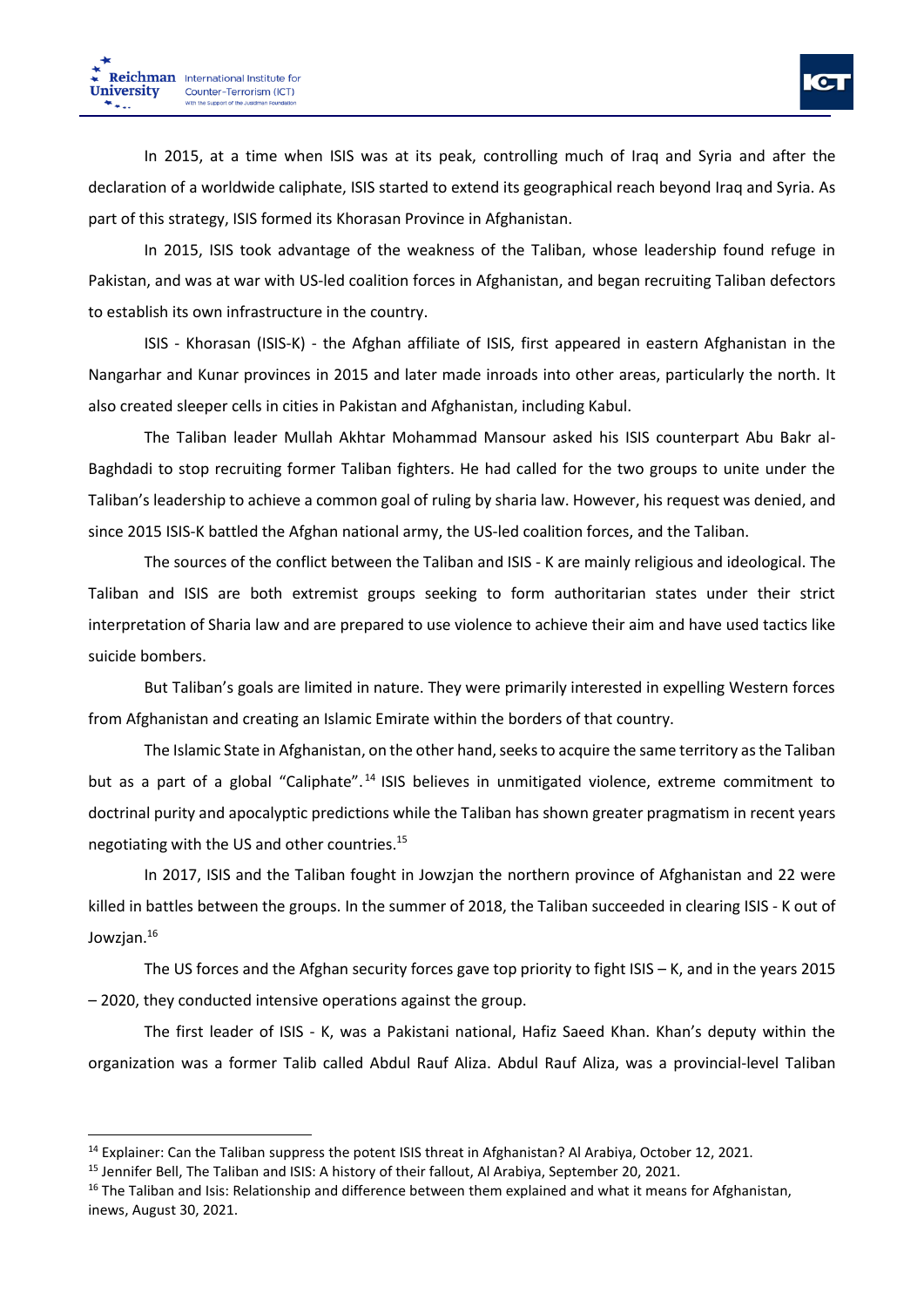In 2015, at a time when ISIS was at its peak, controlling much of Iraq and Syria and after the declaration of a worldwide caliphate, ISIS started to extend its geographical reach beyond Iraq and Syria. As part of this strategy, ISIS formed its Khorasan Province in Afghanistan.

In 2015, ISIS took advantage of the weakness of the Taliban, whose leadership found refuge in Pakistan, and was at war with US-led coalition forces in Afghanistan, and began recruiting Taliban defectors to establish its own infrastructure in the country.

ISIS - Khorasan (ISIS-K) - the Afghan affiliate of ISIS, first appeared in eastern Afghanistan in the Nangarhar and Kunar provinces in 2015 and later made inroads into other areas, particularly the north. It also created sleeper cells in cities in Pakistan and Afghanistan, including Kabul.

The Taliban leader Mullah Akhtar Mohammad Mansour asked his ISIS counterpart Abu Bakr al-Baghdadi to stop recruiting former Taliban fighters. He had called for the two groups to unite under the Taliban's leadership to achieve a common goal of ruling by sharia law. However, his request was denied, and since 2015 ISIS-K battled the Afghan national army, the US-led coalition forces, and the Taliban.

The sources of the conflict between the Taliban and ISIS - K are mainly religious and ideological. The Taliban and ISIS are both extremist groups seeking to form authoritarian states under their strict interpretation of Sharia law and are prepared to use violence to achieve their aim and have used tactics like suicide bombers.

But Taliban's goals are limited in nature. They were primarily interested in expelling Western forces from Afghanistan and creating an Islamic Emirate within the borders of that country.

The Islamic State in Afghanistan, on the other hand, seeks to acquire the same territory as the Taliban but as a part of a global "Caliphate".[14] ISIS believes in unmitigated violence, extreme commitment to doctrinal purity and apocalyptic predictions while the Taliban has shown greater pragmatism in recent years negotiating with the US and other countries.[15]

In 2017, ISIS and the Taliban fought in Jowzjan the northern province of Afghanistan and 22 were killed in battles between the groups. In the summer of 2018, the Taliban succeeded in clearing ISIS - K out of Jowzjan.[16]

The US forces and the Afghan security forces gave top priority to fight ISIS – K, and in the years 2015 – 2020, they conducted intensive operations against the group.

The first leader of ISIS - K, was a Pakistani national, Hafiz Saeed Khan. Khan's deputy within the organization was a former Talib called Abdul Rauf Aliza. Abdul Rauf Aliza, was a provincial-level Taliban

---

[14] Explainer: Can the Taliban suppress the potent ISIS threat in Afghanistan? Al Arabiya, October 12, 2021.

[15] Jennifer Bell, The Taliban and ISIS: A history of their fallout, Al Arabiya, September 20, 2021.

[16] The Taliban and Isis: Relationship and difference between them explained and what it means for Afghanistan, inews, August 30, 2021.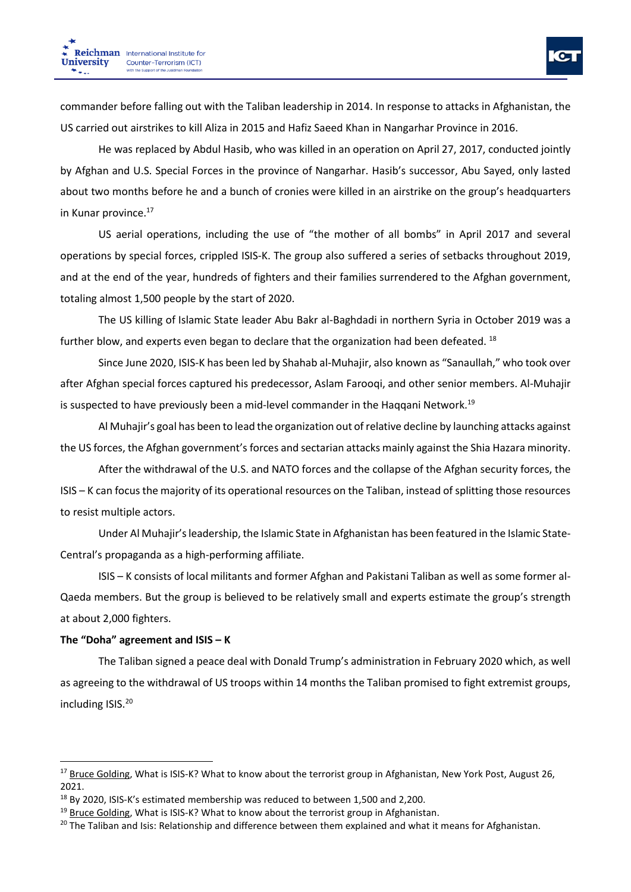commander before falling out with the Taliban leadership in 2014. In response to attacks in Afghanistan, the US carried out airstrikes to kill Aliza in 2015 and Hafiz Saeed Khan in Nangarhar Province in 2016.

He was replaced by Abdul Hasib, who was killed in an operation on April 27, 2017, conducted jointly by Afghan and U.S. Special Forces in the province of Nangarhar. Hasib's successor, Abu Sayed, only lasted about two months before he and a bunch of cronies were killed in an airstrike on the group's headquarters in Kunar province.[17]

US aerial operations, including the use of "the mother of all bombs" in April 2017 and several operations by special forces, crippled ISIS-K. The group also suffered a series of setbacks throughout 2019, and at the end of the year, hundreds of fighters and their families surrendered to the Afghan government, totaling almost 1,500 people by the start of 2020.

The US killing of Islamic State leader Abu Bakr al-Baghdadi in northern Syria in October 2019 was a further blow, and experts even began to declare that the organization had been defeated. [18]

Since June 2020, ISIS-K has been led by Shahab al-Muhajir, also known as "Sanaullah," who took over after Afghan special forces captured his predecessor, Aslam Farooqi, and other senior members. Al-Muhajir is suspected to have previously been a mid-level commander in the Haqqani Network.[19]

Al Muhajir's goal has been to lead the organization out of relative decline by launching attacks against the US forces, the Afghan government's forces and sectarian attacks mainly against the Shia Hazara minority.

After the withdrawal of the U.S. and NATO forces and the collapse of the Afghan security forces, the ISIS – K can focus the majority of its operational resources on the Taliban, instead of splitting those resources to resist multiple actors.

Under Al Muhajir's leadership, the Islamic State in Afghanistan has been featured in the Islamic State-Central's propaganda as a high-performing affiliate.

ISIS – K consists of local militants and former Afghan and Pakistani Taliban as well as some former al-Qaeda members. But the group is believed to be relatively small and experts estimate the group's strength at about 2,000 fighters.

**The "Doha" agreement and ISIS – K**

The Taliban signed a peace deal with Donald Trump's administration in February 2020 which, as well as agreeing to the withdrawal of US troops within 14 months the Taliban promised to fight extremist groups, including ISIS.[20]

---

[17] Bruce Golding, What is ISIS-K? What to know about the terrorist group in Afghanistan, New York Post, August 26, 2021.

[18] By 2020, ISIS-K's estimated membership was reduced to between 1,500 and 2,200.

[19] Bruce Golding, What is ISIS-K? What to know about the terrorist group in Afghanistan.

[20] The Taliban and Isis: Relationship and difference between them explained and what it means for Afghanistan.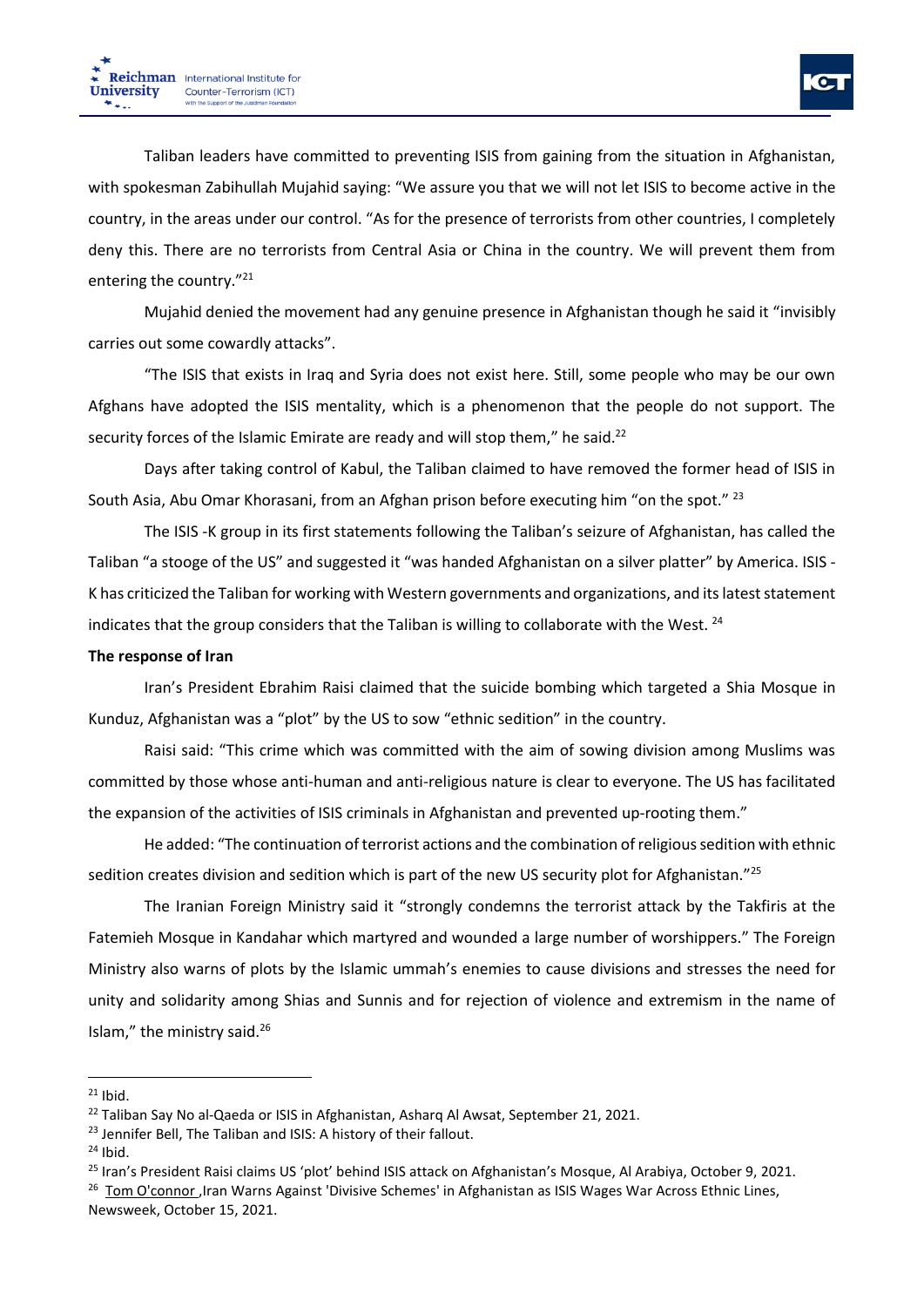Taliban leaders have committed to preventing ISIS from gaining from the situation in Afghanistan, with spokesman Zabihullah Mujahid saying: "We assure you that we will not let ISIS to become active in the country, in the areas under our control. "As for the presence of terrorists from other countries, I completely deny this. There are no terrorists from Central Asia or China in the country. We will prevent them from entering the country."[21]

Mujahid denied the movement had any genuine presence in Afghanistan though he said it "invisibly carries out some cowardly attacks".

"The ISIS that exists in Iraq and Syria does not exist here. Still, some people who may be our own Afghans have adopted the ISIS mentality, which is a phenomenon that the people do not support. The security forces of the Islamic Emirate are ready and will stop them," he said.[22]

Days after taking control of Kabul, the Taliban claimed to have removed the former head of ISIS in South Asia, Abu Omar Khorasani, from an Afghan prison before executing him "on the spot." [23]

The ISIS -K group in its first statements following the Taliban's seizure of Afghanistan, has called the Taliban "a stooge of the US" and suggested it "was handed Afghanistan on a silver platter" by America. ISIS -K has criticized the Taliban for working with Western governments and organizations, and its latest statement indicates that the group considers that the Taliban is willing to collaborate with the West. [24]

**The response of Iran**

Iran's President Ebrahim Raisi claimed that the suicide bombing which targeted a Shia Mosque in Kunduz, Afghanistan was a "plot" by the US to sow "ethnic sedition" in the country.

Raisi said: "This crime which was committed with the aim of sowing division among Muslims was committed by those whose anti-human and anti-religious nature is clear to everyone. The US has facilitated the expansion of the activities of ISIS criminals in Afghanistan and prevented up-rooting them."

He added: "The continuation of terrorist actions and the combination of religious sedition with ethnic sedition creates division and sedition which is part of the new US security plot for Afghanistan."[25]

The Iranian Foreign Ministry said it "strongly condemns the terrorist attack by the Takfiris at the Fatemieh Mosque in Kandahar which martyred and wounded a large number of worshippers." The Foreign Ministry also warns of plots by the Islamic ummah's enemies to cause divisions and stresses the need for unity and solidarity among Shias and Sunnis and for rejection of violence and extremism in the name of Islam," the ministry said.[26]

---

[21] Ibid.

[22] Taliban Say No al-Qaeda or ISIS in Afghanistan, Asharq Al Awsat, September 21, 2021.

[23] Jennifer Bell, The Taliban and ISIS: A history of their fallout.

[24] Ibid.

[25] Iran's President Raisi claims US 'plot' behind ISIS attack on Afghanistan's Mosque, Al Arabiya, October 9, 2021.

[26] Tom O'connor ,Iran Warns Against 'Divisive Schemes' in Afghanistan as ISIS Wages War Across Ethnic Lines, Newsweek, October 15, 2021.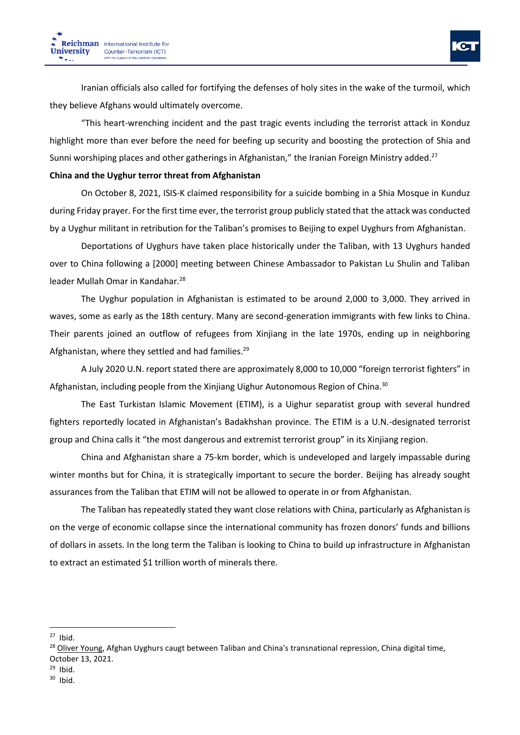Iranian officials also called for fortifying the defenses of holy sites in the wake of the turmoil, which they believe Afghans would ultimately overcome.

"This heart-wrenching incident and the past tragic events including the terrorist attack in Konduz highlight more than ever before the need for beefing up security and boosting the protection of Shia and Sunni worshiping places and other gatherings in Afghanistan," the Iranian Foreign Ministry added.[27]

**China and the Uyghur terror threat from Afghanistan**

On October 8, 2021, ISIS-K claimed responsibility for a suicide bombing in a Shia Mosque in Kunduz during Friday prayer. For the first time ever, the terrorist group publicly stated that the attack was conducted by a Uyghur militant in retribution for the Taliban's promises to Beijing to expel Uyghurs from Afghanistan.

Deportations of Uyghurs have taken place historically under the Taliban, with 13 Uyghurs handed over to China following a [2000] meeting between Chinese Ambassador to Pakistan Lu Shulin and Taliban leader Mullah Omar in Kandahar.[28]

The Uyghur population in Afghanistan is estimated to be around 2,000 to 3,000. They arrived in waves, some as early as the 18th century. Many are second-generation immigrants with few links to China. Their parents joined an outflow of refugees from Xinjiang in the late 1970s, ending up in neighboring Afghanistan, where they settled and had families.[29]

A July 2020 U.N. report stated there are approximately 8,000 to 10,000 "foreign terrorist fighters" in Afghanistan, including people from the Xinjiang Uighur Autonomous Region of China.[30]

The East Turkistan Islamic Movement (ETIM), is a Uighur separatist group with several hundred fighters reportedly located in Afghanistan's Badakhshan province. The ETIM is a U.N.-designated terrorist group and China calls it "the most dangerous and extremist terrorist group" in its Xinjiang region.

China and Afghanistan share a 75-km border, which is undeveloped and largely impassable during winter months but for China, it is strategically important to secure the border. Beijing has already sought assurances from the Taliban that ETIM will not be allowed to operate in or from Afghanistan.

The Taliban has repeatedly stated they want close relations with China, particularly as Afghanistan is on the verge of economic collapse since the international community has frozen donors' funds and billions of dollars in assets. In the long term the Taliban is looking to China to build up infrastructure in Afghanistan to extract an estimated $1 trillion worth of minerals there.

---

[27] Ibid.

[28] Oliver Young, Afghan Uyghurs caugt between Taliban and China's transnational repression, China digital time, October 13, 2021.

[29] Ibid.

[30] Ibid.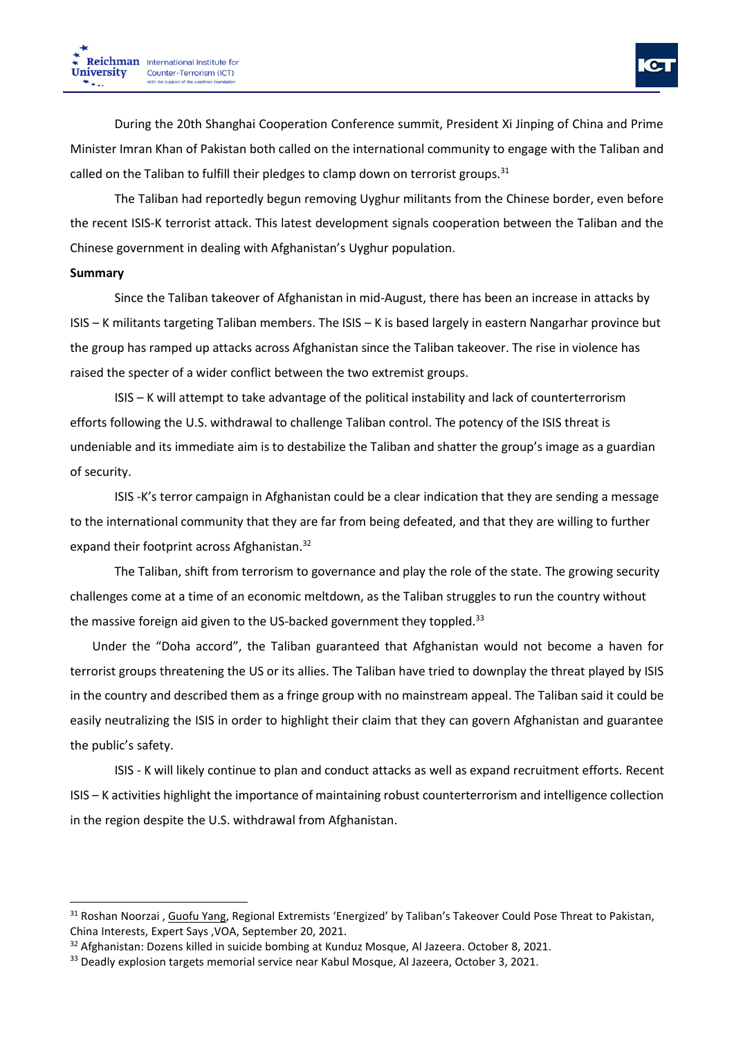During the 20th Shanghai Cooperation Conference summit, President Xi Jinping of China and Prime Minister Imran Khan of Pakistan both called on the international community to engage with the Taliban and called on the Taliban to fulfill their pledges to clamp down on terrorist groups.[31]

The Taliban had reportedly begun removing Uyghur militants from the Chinese border, even before the recent ISIS-K terrorist attack. This latest development signals cooperation between the Taliban and the Chinese government in dealing with Afghanistan's Uyghur population.

**Summary**

Since the Taliban takeover of Afghanistan in mid-August, there has been an increase in attacks by ISIS – K militants targeting Taliban members. The ISIS – K is based largely in eastern Nangarhar province but the group has ramped up attacks across Afghanistan since the Taliban takeover. The rise in violence has raised the specter of a wider conflict between the two extremist groups.

ISIS – K will attempt to take advantage of the political instability and lack of counterterrorism efforts following the U.S. withdrawal to challenge Taliban control. The potency of the ISIS threat is undeniable and its immediate aim is to destabilize the Taliban and shatter the group's image as a guardian of security.

ISIS -K's terror campaign in Afghanistan could be a clear indication that they are sending a message to the international community that they are far from being defeated, and that they are willing to further expand their footprint across Afghanistan.[32]

The Taliban, shift from terrorism to governance and play the role of the state. The growing security challenges come at a time of an economic meltdown, as the Taliban struggles to run the country without the massive foreign aid given to the US-backed government they toppled.[33]

Under the "Doha accord", the Taliban guaranteed that Afghanistan would not become a haven for terrorist groups threatening the US or its allies. The Taliban have tried to downplay the threat played by ISIS in the country and described them as a fringe group with no mainstream appeal. The Taliban said it could be easily neutralizing the ISIS in order to highlight their claim that they can govern Afghanistan and guarantee the public's safety.

ISIS - K will likely continue to plan and conduct attacks as well as expand recruitment efforts. Recent ISIS – K activities highlight the importance of maintaining robust counterterrorism and intelligence collection in the region despite the U.S. withdrawal from Afghanistan.

---

[31] Roshan Noorzai , Guofu Yang, Regional Extremists 'Energized' by Taliban's Takeover Could Pose Threat to Pakistan, China Interests, Expert Says ,VOA, September 20, 2021.

[32] Afghanistan: Dozens killed in suicide bombing at Kunduz Mosque, Al Jazeera. October 8, 2021.

[33] Deadly explosion targets memorial service near Kabul Mosque, Al Jazeera, October 3, 2021.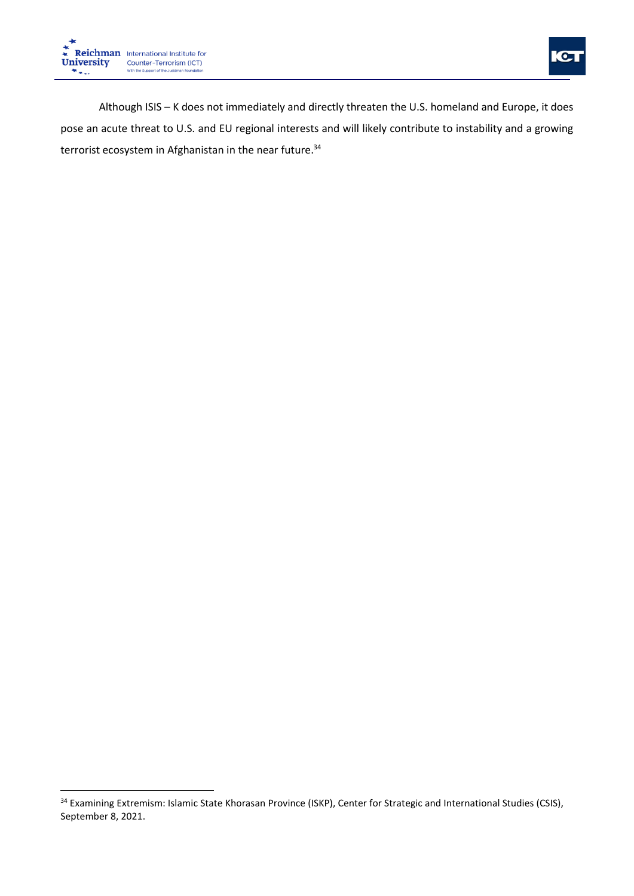Although ISIS – K does not immediately and directly threaten the U.S. homeland and Europe, it does pose an acute threat to U.S. and EU regional interests and will likely contribute to instability and a growing terrorist ecosystem in Afghanistan in the near future.[34]

[34] Examining Extremism: Islamic State Khorasan Province (ISKP), Center for Strategic and International Studies (CSIS), September 8, 2021.